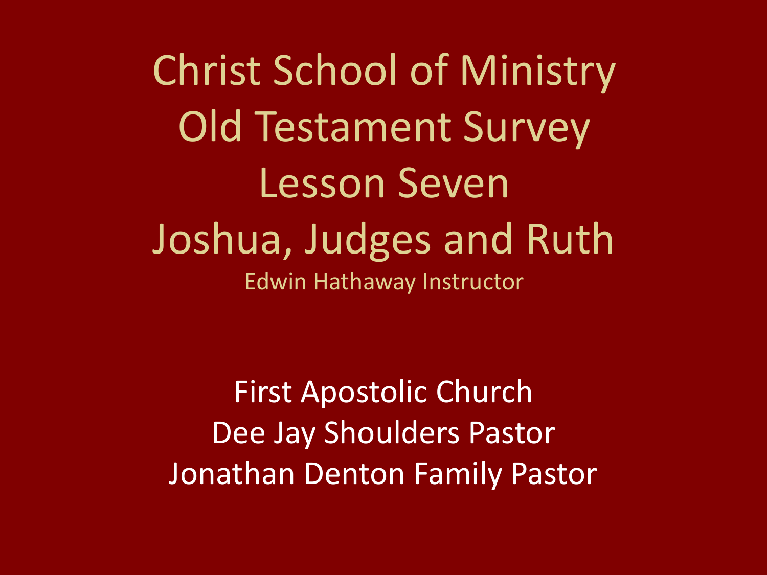# Christ School of Ministry
# Old Testament Survey
# Lesson Seven
# Joshua, Judges and Ruth

Edwin Hathaway Instructor

First Apostolic Church

Dee Jay Shoulders Pastor

Jonathan Denton Family Pastor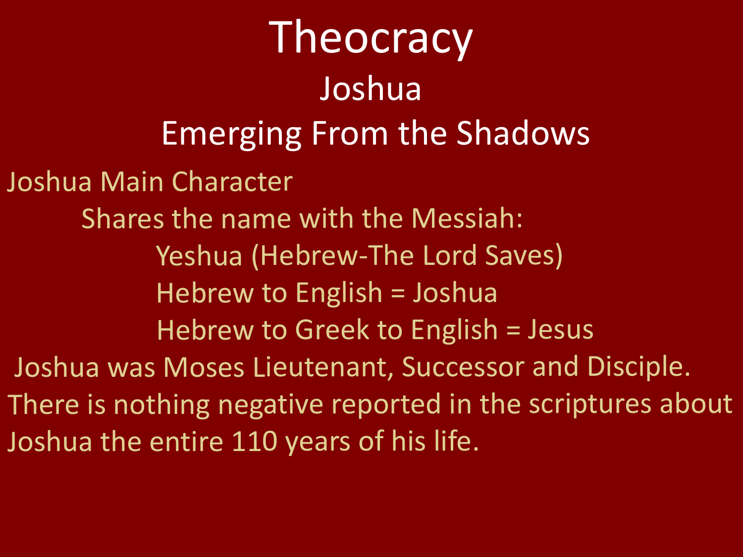# Theocracy

## Joshua

## Emerging From the Shadows

Joshua Main Character

- Shares the name with the Messiah:
  - Yeshua (Hebrew-The Lord Saves)
  - Hebrew to English = Joshua
  - Hebrew to Greek to English = Jesus

Joshua was Moses Lieutenant, Successor and Disciple.

There is nothing negative reported in the scriptures about Joshua the entire 110 years of his life.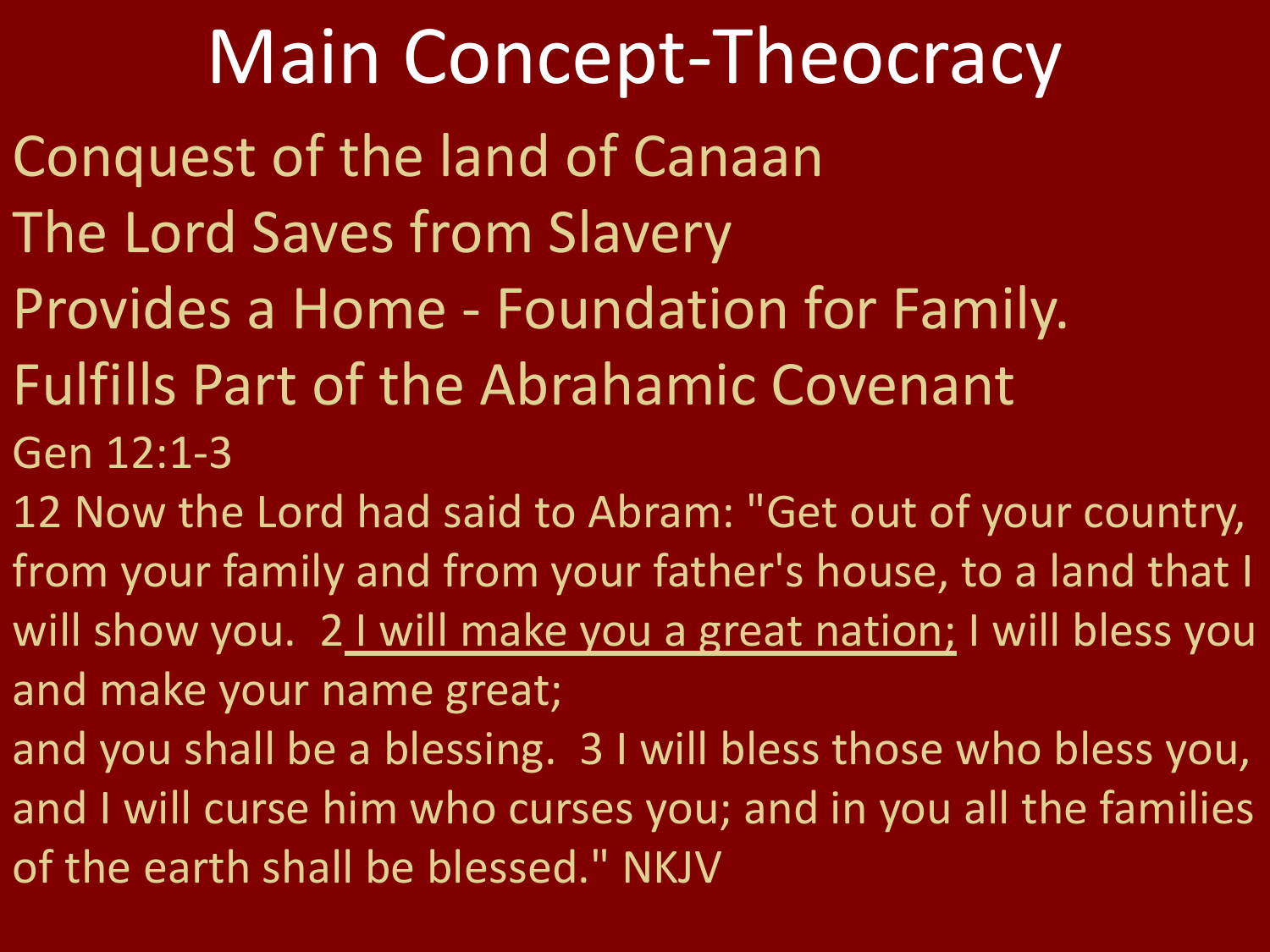# Main Concept-Theocracy

Conquest of the land of Canaan

The Lord Saves from Slavery

Provides a Home - Foundation for Family.

Fulfills Part of the Abrahamic Covenant

Gen 12:1-3

12 Now the Lord had said to Abram: "Get out of your country, from your family and from your father's house, to a land that I will show you. 2 <u>I will make you a great nation;</u> I will bless you and make your name great;
and you shall be a blessing. 3 I will bless those who bless you, and I will curse him who curses you; and in you all the families of the earth shall be blessed." NKJV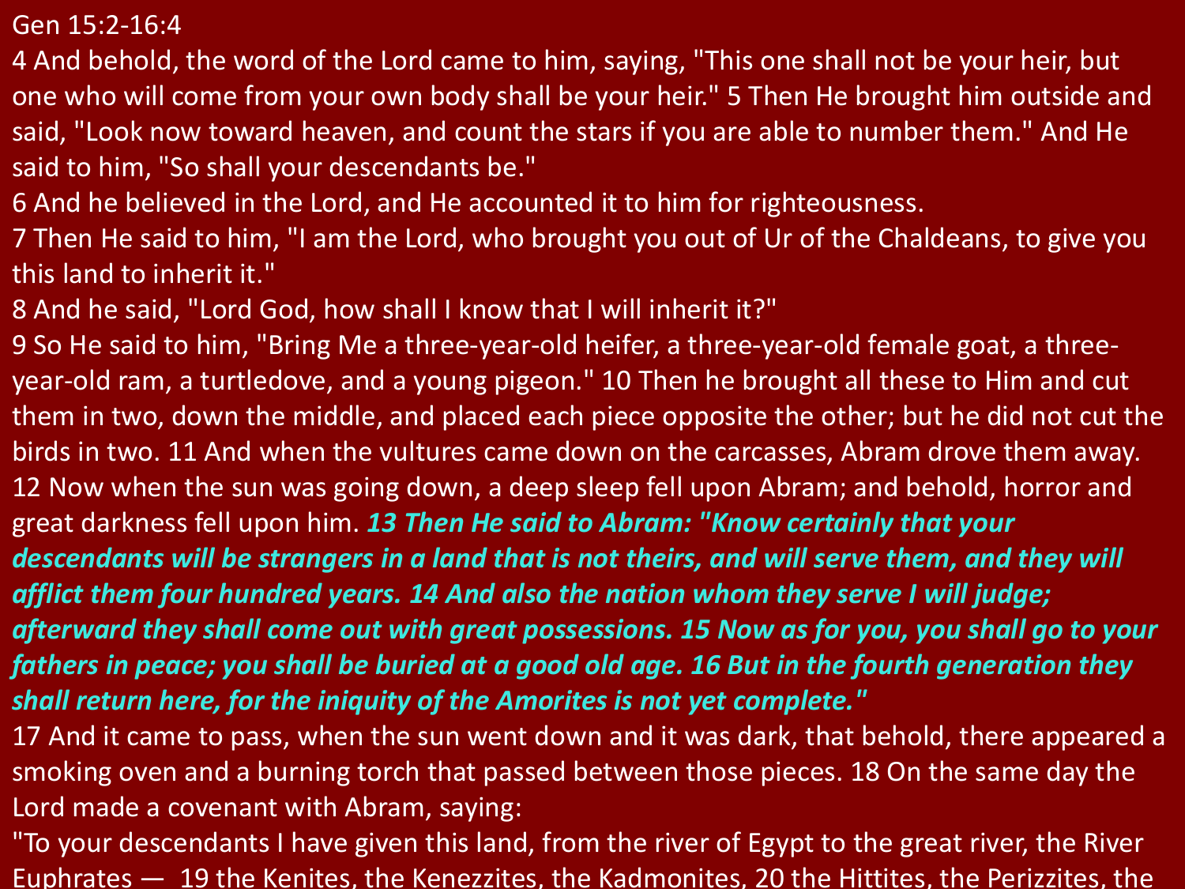Gen 15:2-16:4

4 And behold, the word of the Lord came to him, saying, "This one shall not be your heir, but one who will come from your own body shall be your heir." 5 Then He brought him outside and said, "Look now toward heaven, and count the stars if you are able to number them." And He said to him, "So shall your descendants be."

6 And he believed in the Lord, and He accounted it to him for righteousness.

7 Then He said to him, "I am the Lord, who brought you out of Ur of the Chaldeans, to give you this land to inherit it."

8 And he said, "Lord God, how shall I know that I will inherit it?"

9 So He said to him, "Bring Me a three-year-old heifer, a three-year-old female goat, a three-year-old ram, a turtledove, and a young pigeon." 10 Then he brought all these to Him and cut them in two, down the middle, and placed each piece opposite the other; but he did not cut the birds in two. 11 And when the vultures came down on the carcasses, Abram drove them away.

12 Now when the sun was going down, a deep sleep fell upon Abram; and behold, horror and great darkness fell upon him. ***13 Then He said to Abram: "Know certainly that your descendants will be strangers in a land that is not theirs, and will serve them, and they will afflict them four hundred years. 14 And also the nation whom they serve I will judge; afterward they shall come out with great possessions. 15 Now as for you, you shall go to your fathers in peace; you shall be buried at a good old age. 16 But in the fourth generation they shall return here, for the iniquity of the Amorites is not yet complete."***

17 And it came to pass, when the sun went down and it was dark, that behold, there appeared a smoking oven and a burning torch that passed between those pieces. 18 On the same day the Lord made a covenant with Abram, saying:

"To your descendants I have given this land, from the river of Egypt to the great river, the River Euphrates — 19 the Kenites, the Kenezzites, the Kadmonites, 20 the Hittites, the Perizzites, the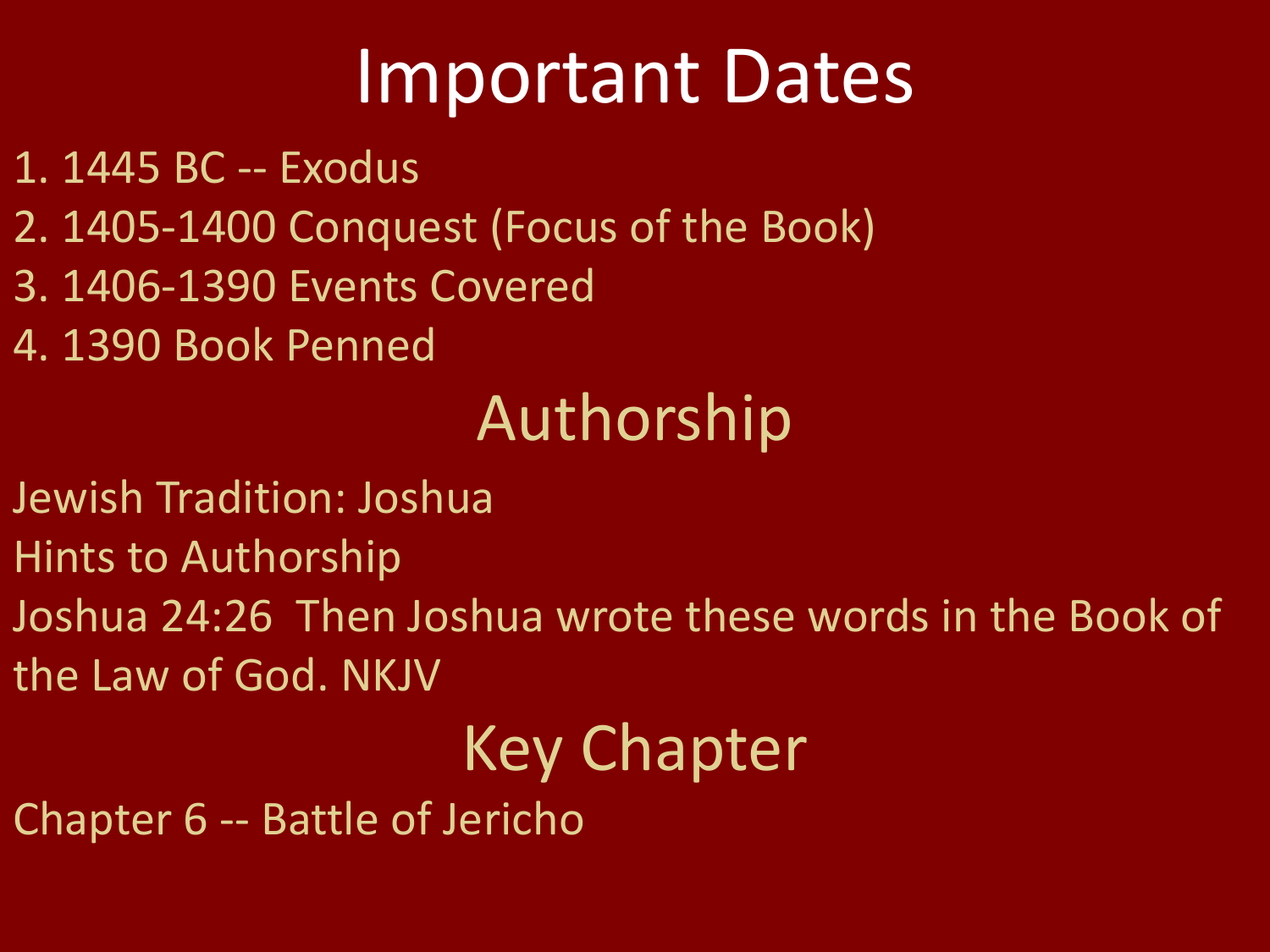# Important Dates

1. 1445 BC -- Exodus
2. 1405-1400 Conquest (Focus of the Book)
3. 1406-1390 Events Covered
4. 1390 Book Penned

## Authorship

Jewish Tradition: Joshua

Hints to Authorship

Joshua 24:26 Then Joshua wrote these words in the Book of the Law of God. NKJV

## Key Chapter

Chapter 6 -- Battle of Jericho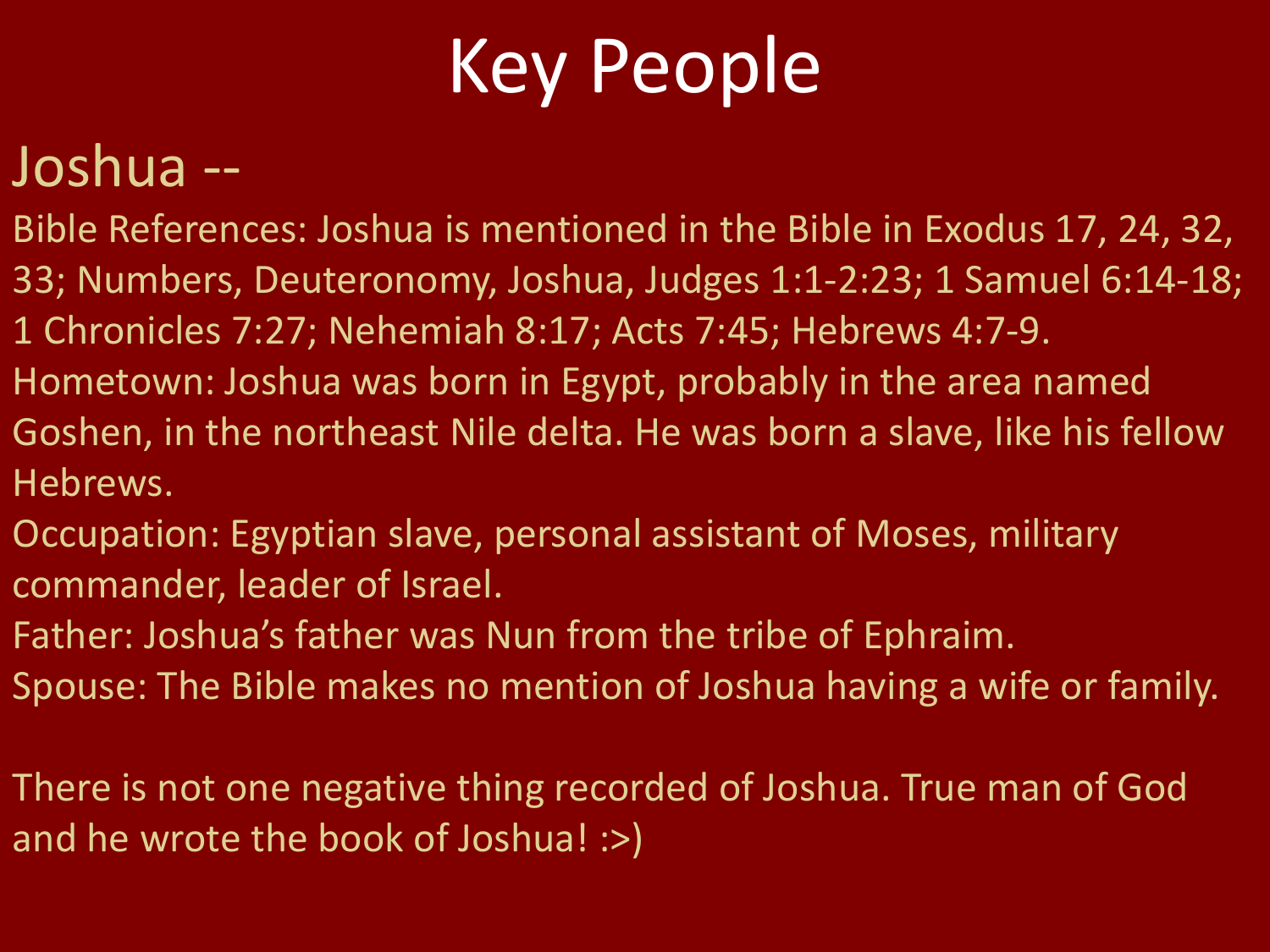# Key People

## Joshua --

Bible References: Joshua is mentioned in the Bible in Exodus 17, 24, 32, 33; Numbers, Deuteronomy, Joshua, Judges 1:1-2:23; 1 Samuel 6:14-18; 1 Chronicles 7:27; Nehemiah 8:17; Acts 7:45; Hebrews 4:7-9.

Hometown: Joshua was born in Egypt, probably in the area named Goshen, in the northeast Nile delta. He was born a slave, like his fellow Hebrews.

Occupation: Egyptian slave, personal assistant of Moses, military commander, leader of Israel.

Father: Joshua's father was Nun from the tribe of Ephraim.

Spouse: The Bible makes no mention of Joshua having a wife or family.

There is not one negative thing recorded of Joshua. True man of God and he wrote the book of Joshua! :>)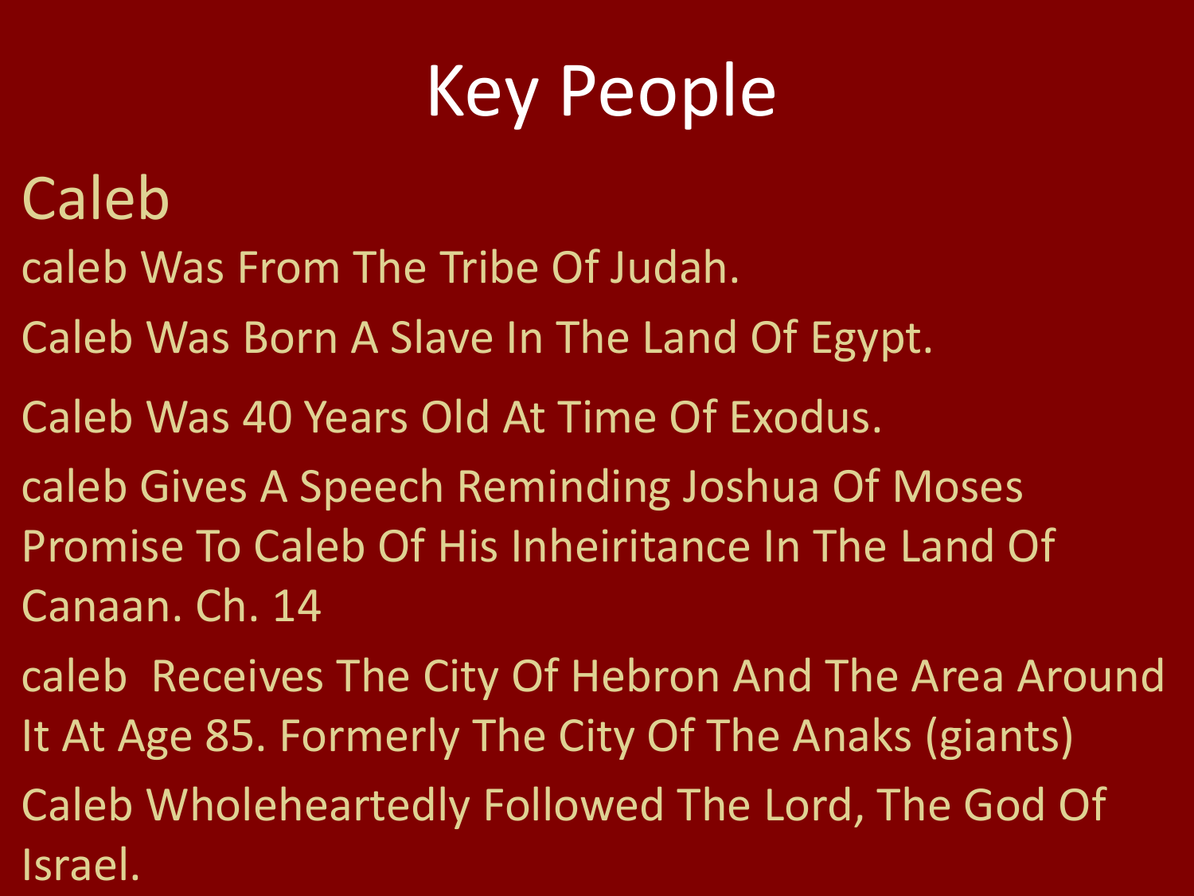# Key People

## Caleb

caleb Was From The Tribe Of Judah.

Caleb Was Born A Slave In The Land Of Egypt.

Caleb Was 40 Years Old At Time Of Exodus.

caleb Gives A Speech Reminding Joshua Of Moses Promise To Caleb Of His Inheiritance In The Land Of Canaan. Ch. 14

caleb  Receives The City Of Hebron And The Area Around It At Age 85. Formerly The City Of The Anaks (giants)

Caleb Wholeheartedly Followed The Lord, The God Of Israel.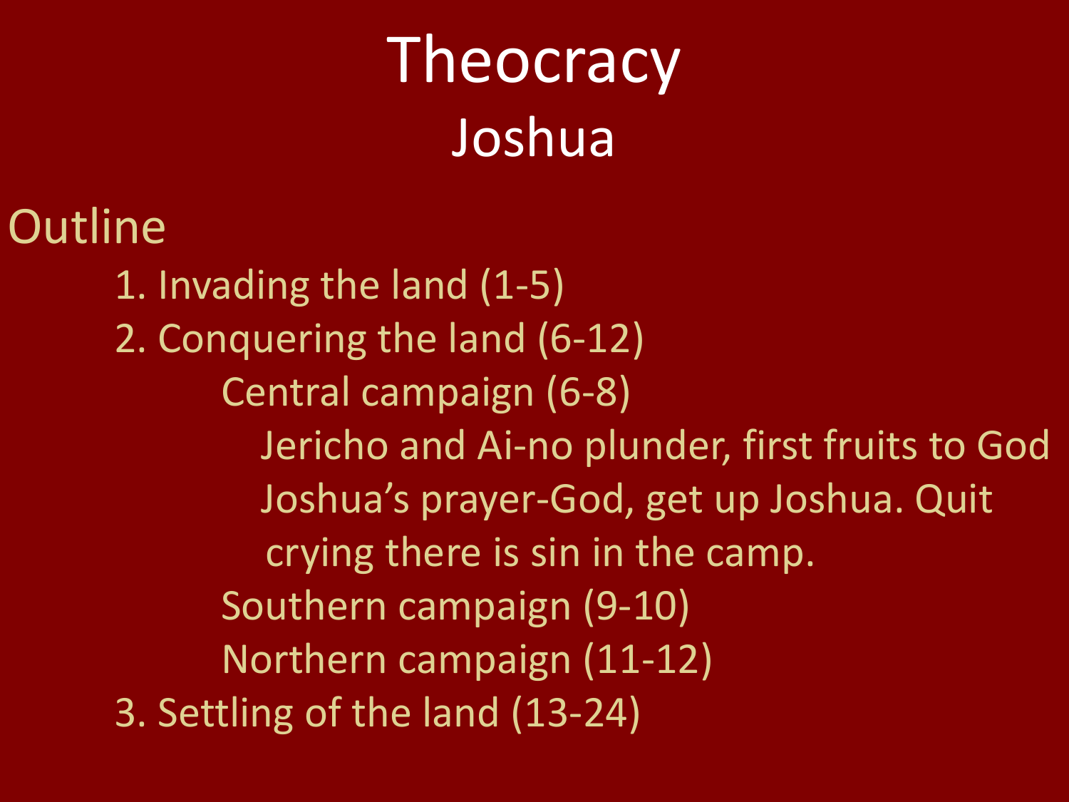# Theocracy

## Joshua

### Outline

1. Invading the land (1-5)
2. Conquering the land (6-12)
   - Central campaign (6-8)
     - Jericho and Ai-no plunder, first fruits to God
     - Joshua's prayer-God, get up Joshua. Quit crying there is sin in the camp.
   - Southern campaign (9-10)
   - Northern campaign (11-12)
3. Settling of the land (13-24)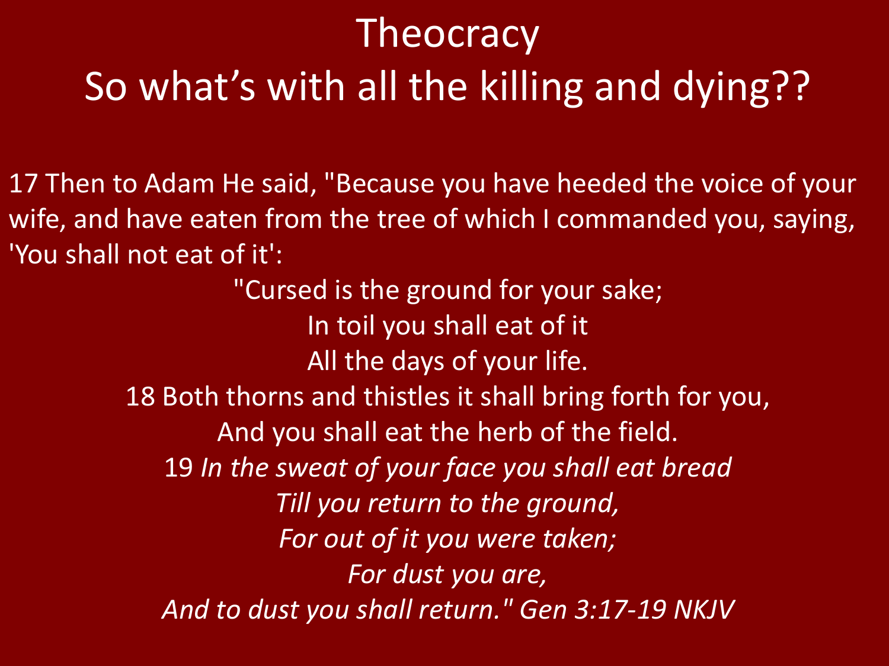# Theocracy
## So what's with all the killing and dying??

17 Then to Adam He said, "Because you have heeded the voice of your wife, and have eaten from the tree of which I commanded you, saying, 'You shall not eat of it':

"Cursed is the ground for your sake;
In toil you shall eat of it
All the days of your life.
18 Both thorns and thistles it shall bring forth for you,
And you shall eat the herb of the field.
19 *In the sweat of your face you shall eat bread*
*Till you return to the ground,*
*For out of it you were taken;*
*For dust you are,*
*And to dust you shall return." Gen 3:17-19 NKJV*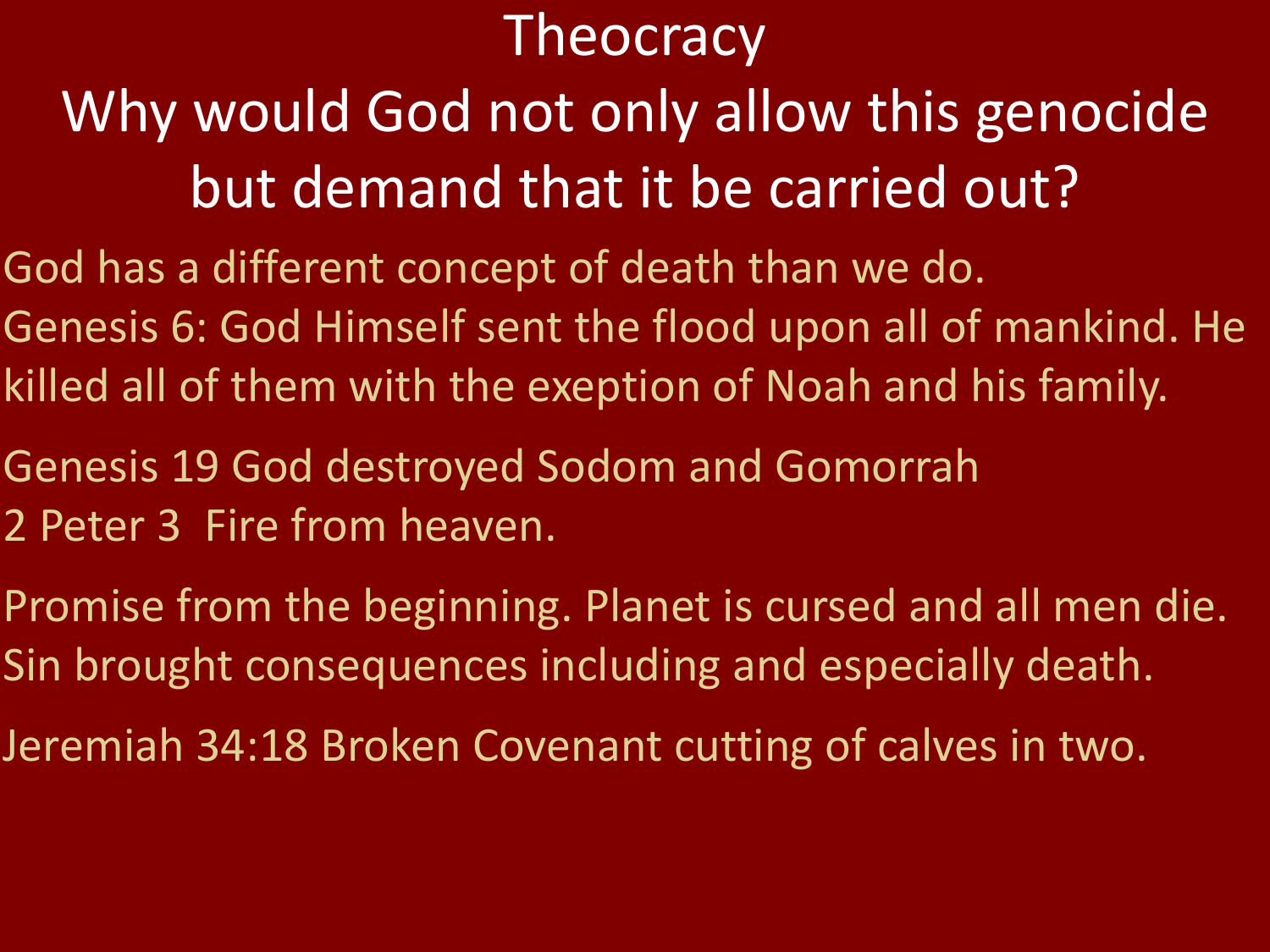# Theocracy

## Why would God not only allow this genocide but demand that it be carried out?

God has a different concept of death than we do.
Genesis 6: God Himself sent the flood upon all of mankind. He killed all of them with the exeption of Noah and his family.

Genesis 19 God destroyed Sodom and Gomorrah
2 Peter 3 Fire from heaven.

Promise from the beginning. Planet is cursed and all men die. Sin brought consequences including and especially death.

Jeremiah 34:18 Broken Covenant cutting of calves in two.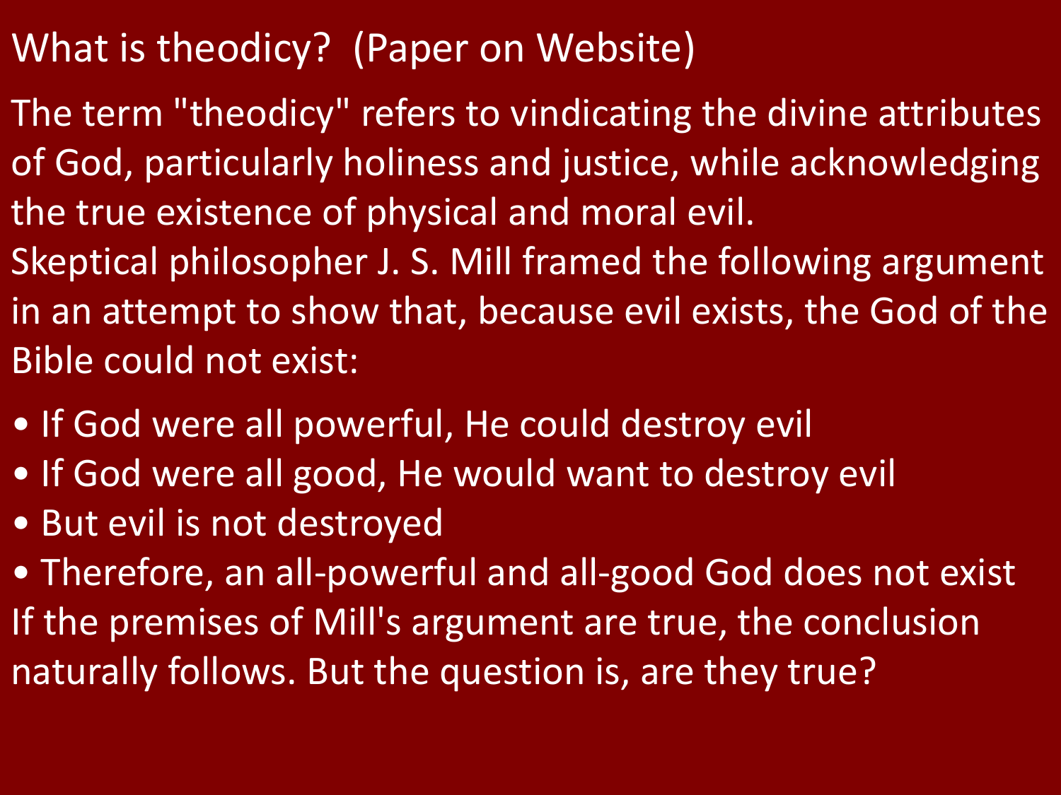# What is theodicy? (Paper on Website)

The term "theodicy" refers to vindicating the divine attributes of God, particularly holiness and justice, while acknowledging the true existence of physical and moral evil.

Skeptical philosopher J. S. Mill framed the following argument in an attempt to show that, because evil exists, the God of the Bible could not exist:

- If God were all powerful, He could destroy evil
- If God were all good, He would want to destroy evil
- But evil is not destroyed
- Therefore, an all-powerful and all-good God does not exist

If the premises of Mill's argument are true, the conclusion naturally follows. But the question is, are they true?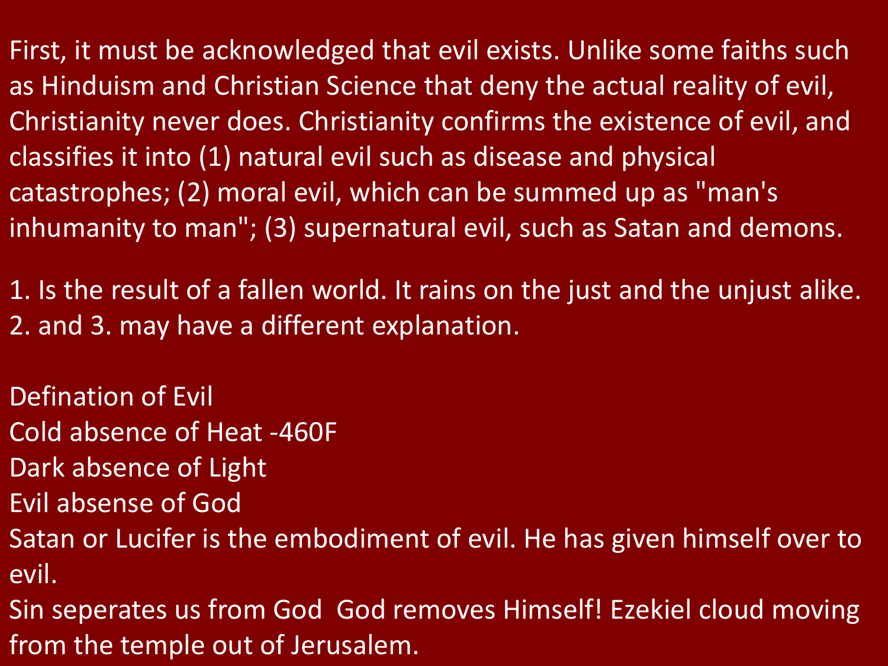First, it must be acknowledged that evil exists. Unlike some faiths such as Hinduism and Christian Science that deny the actual reality of evil, Christianity never does. Christianity confirms the existence of evil, and classifies it into (1) natural evil such as disease and physical catastrophes; (2) moral evil, which can be summed up as "man's inhumanity to man"; (3) supernatural evil, such as Satan and demons.

1. Is the result of a fallen world. It rains on the just and the unjust alike.
2. and 3. may have a different explanation.

Defination of Evil
Cold absence of Heat -460F
Dark absence of Light
Evil absense of God
Satan or Lucifer is the embodiment of evil. He has given himself over to evil.
Sin seperates us from God  God removes Himself! Ezekiel cloud moving from the temple out of Jerusalem.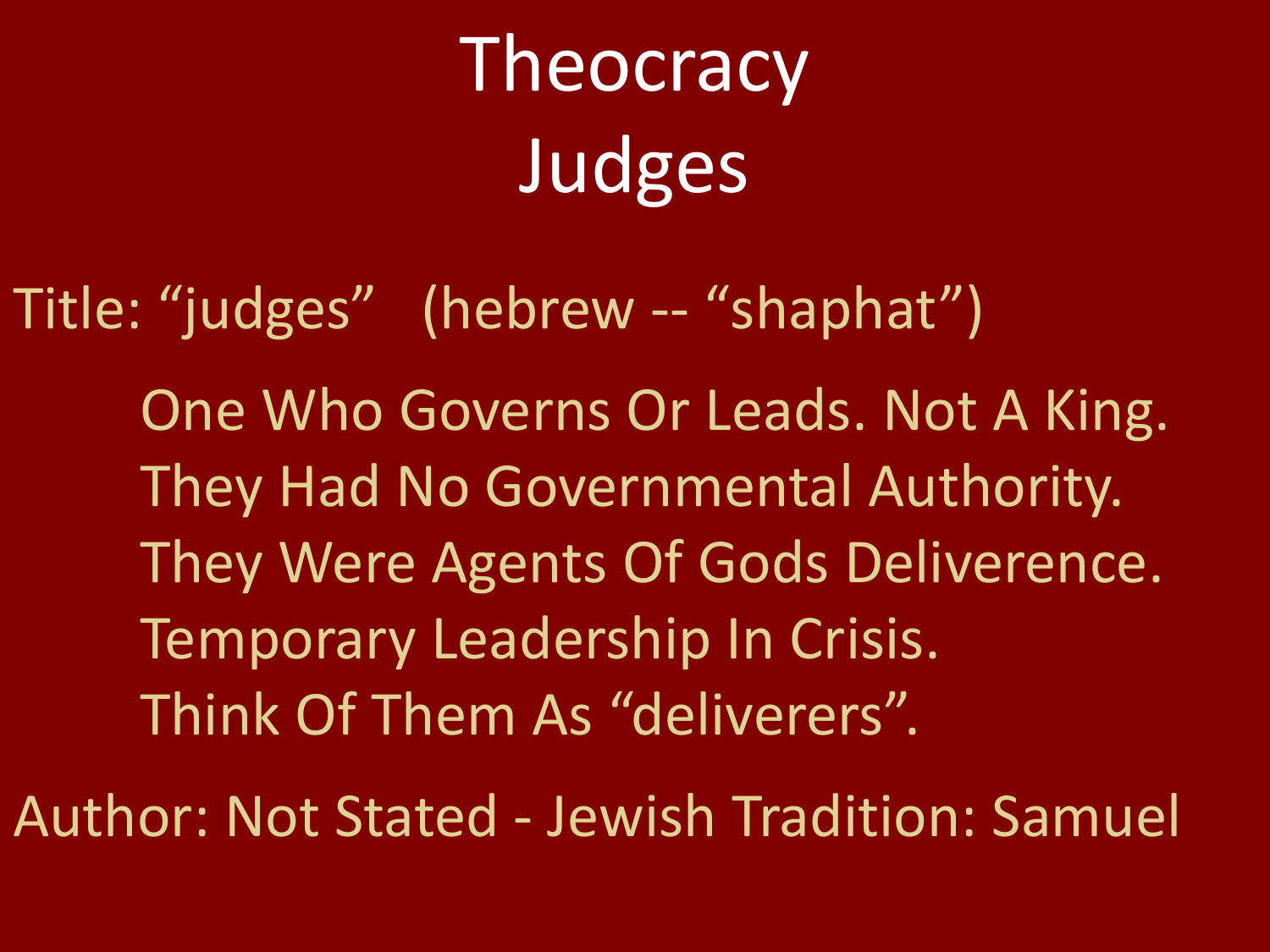# Theocracy
# Judges

Title: “judges” (hebrew -- “shaphat”)

- One Who Governs Or Leads. Not A King.
- They Had No Governmental Authority.
- They Were Agents Of Gods Deliverence.
- Temporary Leadership In Crisis.
- Think Of Them As “deliverers”.

Author: Not Stated - Jewish Tradition: Samuel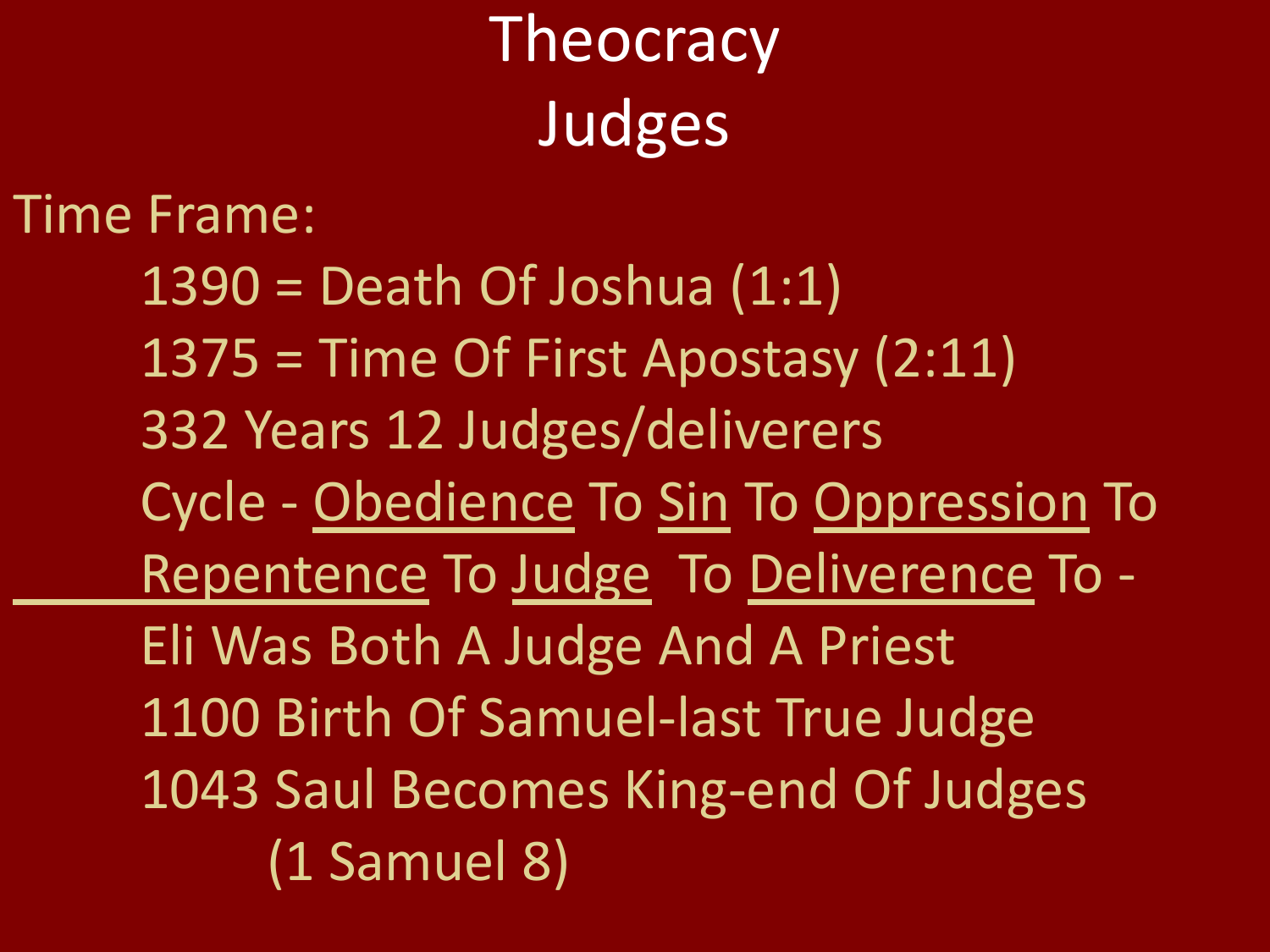# Theocracy
## Judges

Time Frame:

- 1390 = Death Of Joshua (1:1)
- 1375 = Time Of First Apostasy (2:11)
- 332 Years 12 Judges/deliverers
- Cycle - Obedience To Sin To Oppression To Repentence To Judge To Deliverence To -
- Eli Was Both A Judge And A Priest
- 1100 Birth Of Samuel-last True Judge
- 1043 Saul Becomes King-end Of Judges (1 Samuel 8)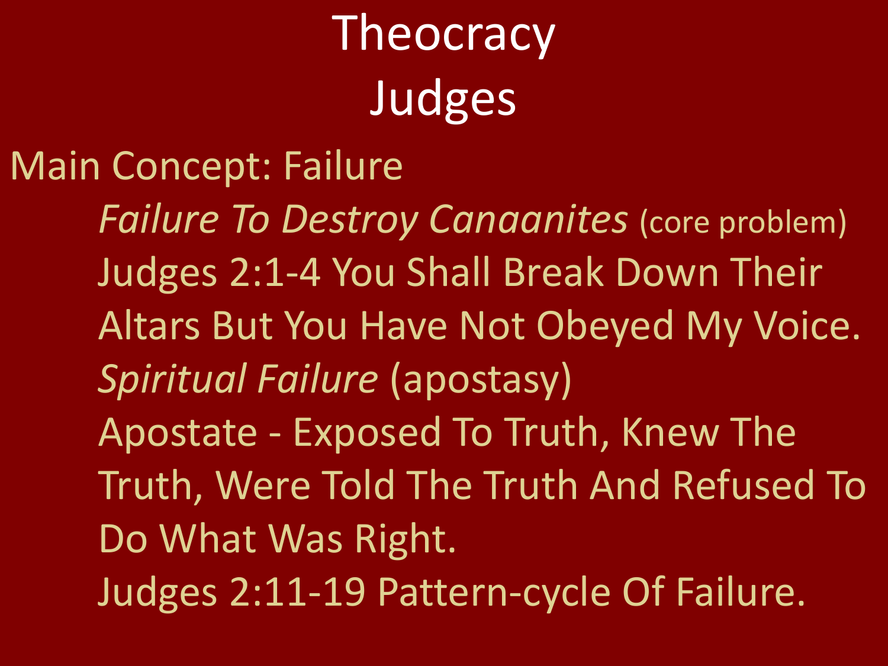# Theocracy

# Judges

Main Concept: Failure

*Failure To Destroy Canaanites* (core problem)

Judges 2:1-4 You Shall Break Down Their Altars But You Have Not Obeyed My Voice.

*Spiritual Failure* (apostasy)

Apostate - Exposed To Truth, Knew The Truth, Were Told The Truth And Refused To Do What Was Right.

Judges 2:11-19 Pattern-cycle Of Failure.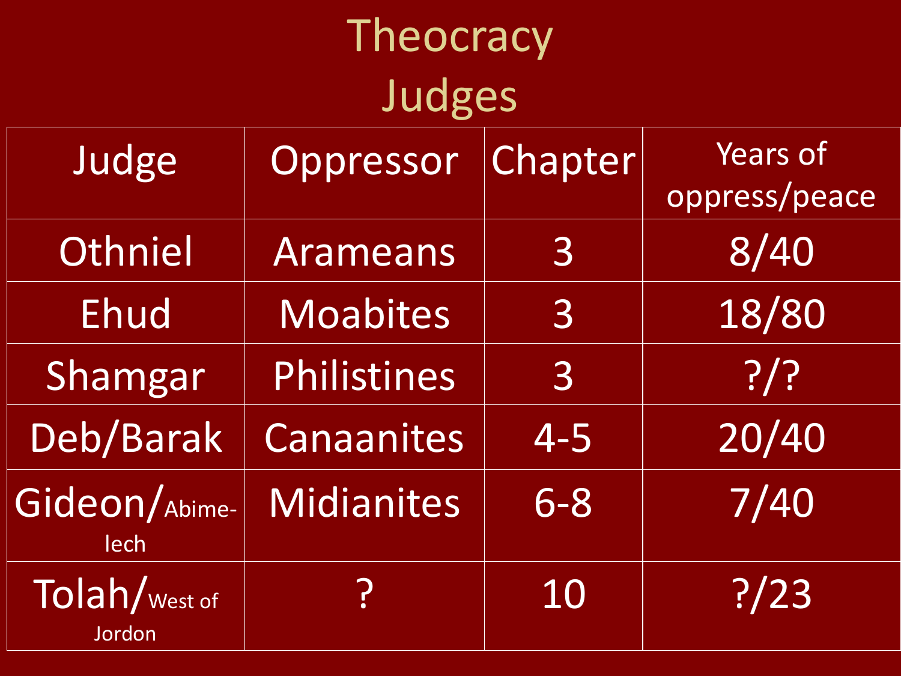# Theocracy

## Judges

| Judge | Oppressor | Chapter | Years of oppress/peace |
| --- | --- | --- | --- |
| Othniel | Arameans | 3 | 8/40 |
| Ehud | Moabites | 3 | 18/80 |
| Shamgar | Philistines | 3 | ?/? |
| Deb/Barak | Canaanites | 4-5 | 20/40 |
| Gideon/Abime-lech | Midianites | 6-8 | 7/40 |
| Tolah/West of Jordon | ? | 10 | ?/23 |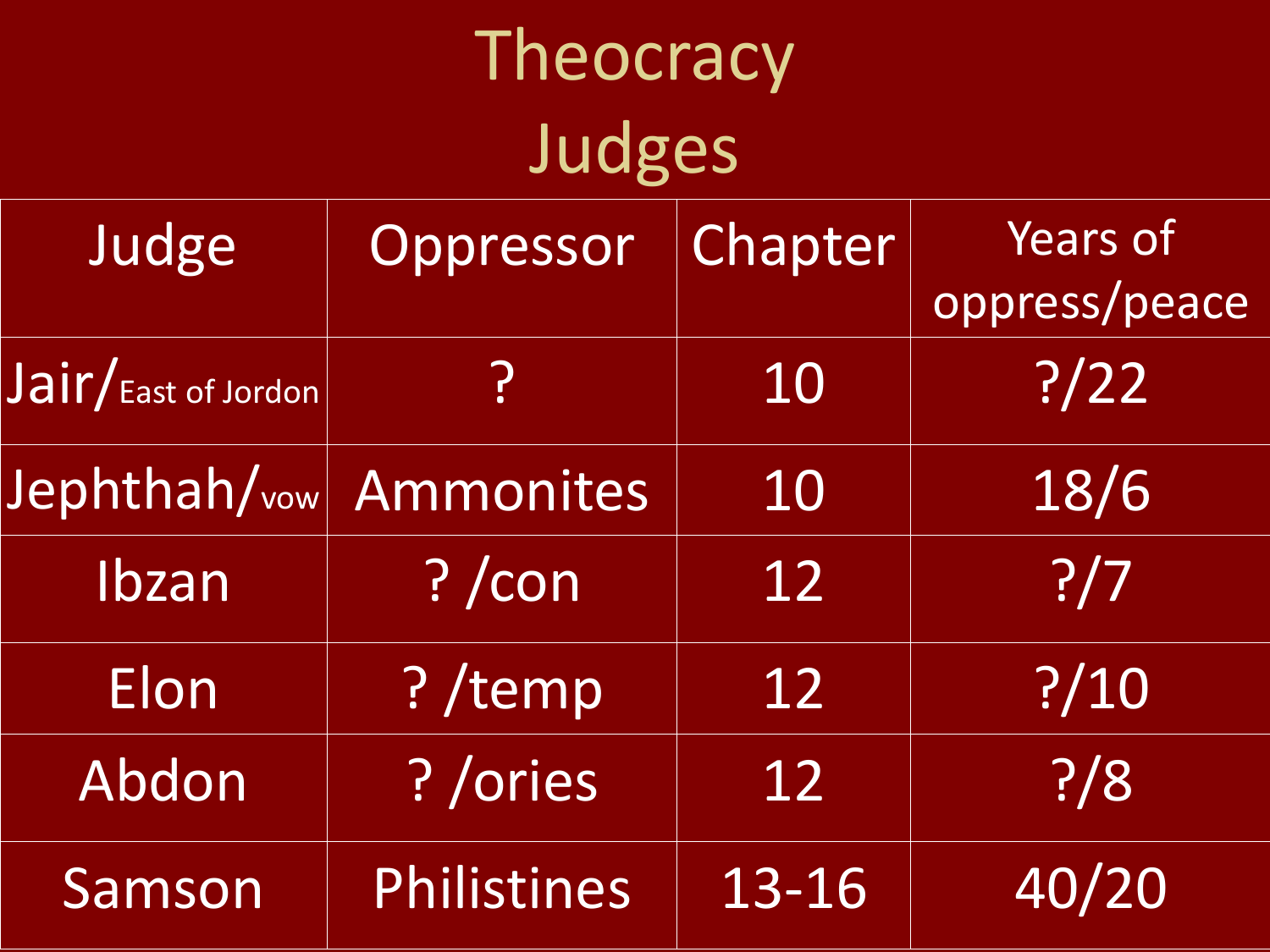# Theocracy

## Judges

| Judge | Oppressor | Chapter | Years of oppress/peace |
|---|---|---|---|
| Jair/East of Jordon | ? | 10 | ?/22 |
| Jephthah/vow | Ammonites | 10 | 18/6 |
| Ibzan | ? /con | 12 | ?/7 |
| Elon | ? /temp | 12 | ?/10 |
| Abdon | ? /ories | 12 | ?/8 |
| Samson | Philistines | 13-16 | 40/20 |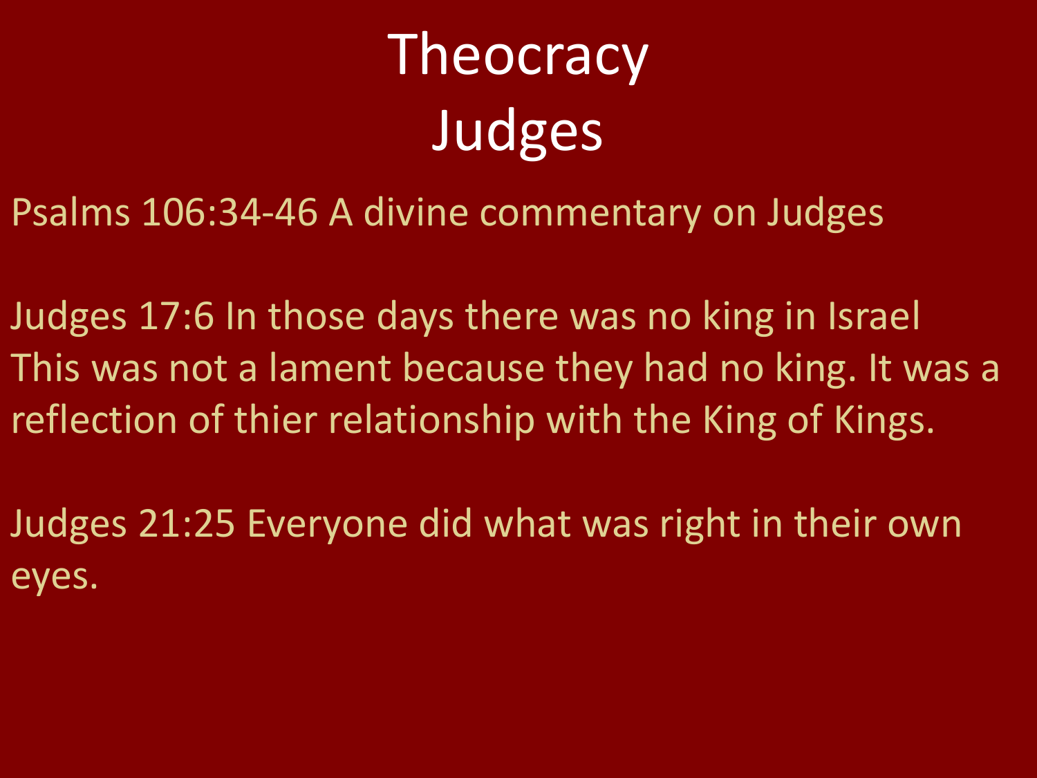# Theocracy
# Judges

Psalms 106:34-46 A divine commentary on Judges

Judges 17:6 In those days there was no king in Israel
This was not a lament because they had no king. It was a reflection of thier relationship with the King of Kings.

Judges 21:25 Everyone did what was right in their own eyes.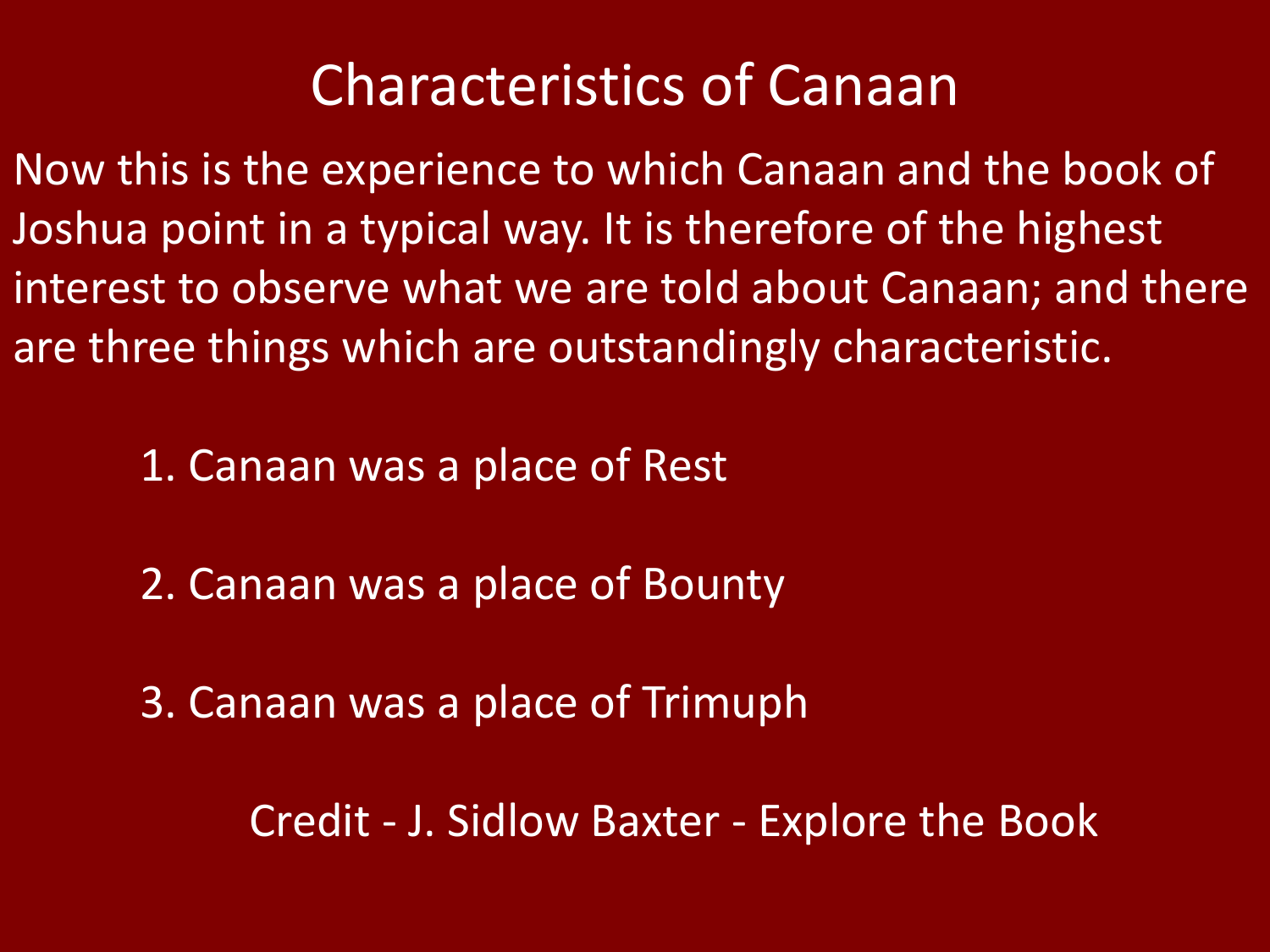# Characteristics of Canaan

Now this is the experience to which Canaan and the book of Joshua point in a typical way. It is therefore of the highest interest to observe what we are told about Canaan; and there are three things which are outstandingly characteristic.

1. Canaan was a place of Rest
2. Canaan was a place of Bounty
3. Canaan was a place of Trimuph

Credit - J. Sidlow Baxter - Explore the Book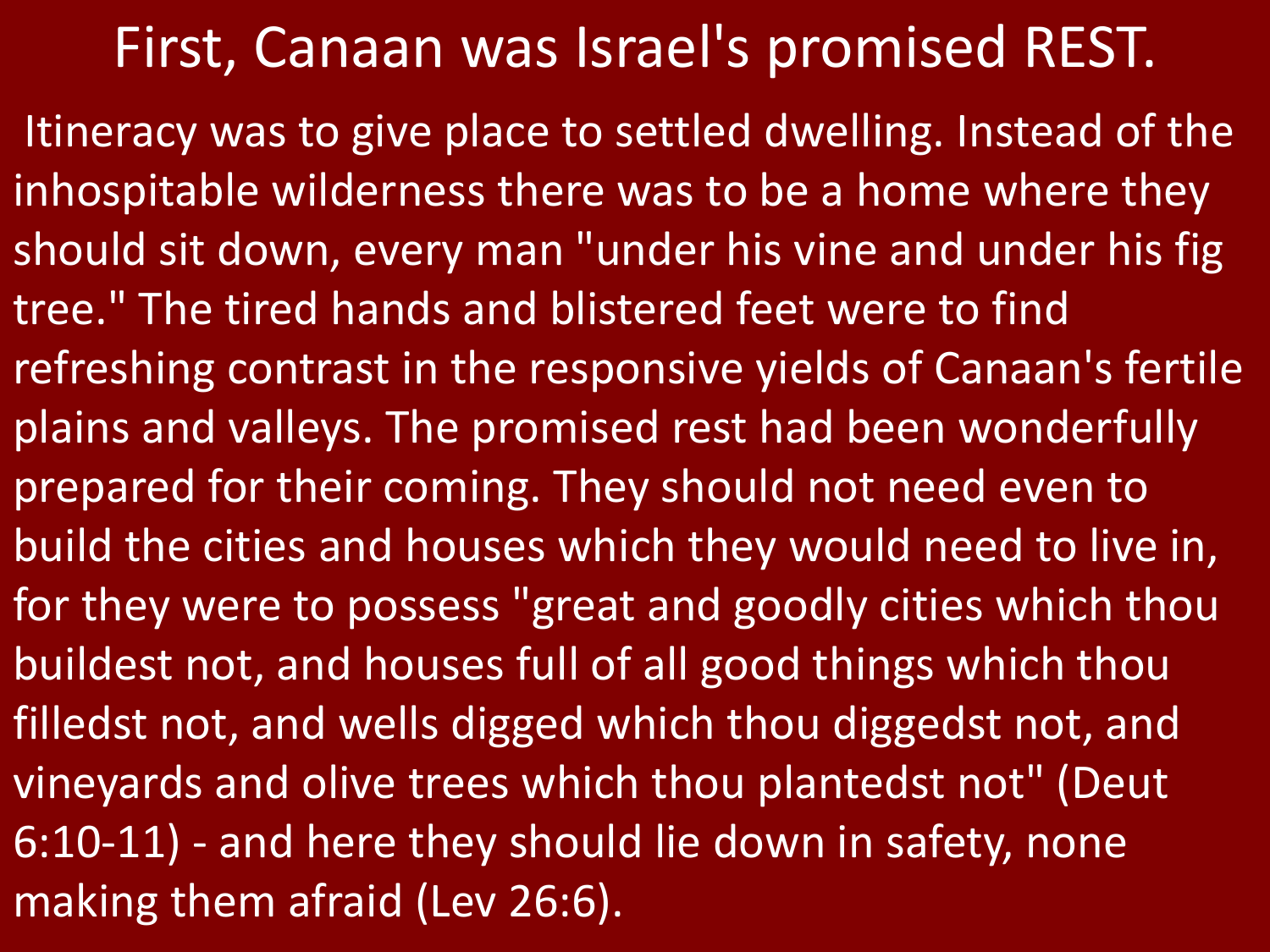# First, Canaan was Israel's promised REST.

Itineracy was to give place to settled dwelling. Instead of the inhospitable wilderness there was to be a home where they should sit down, every man "under his vine and under his fig tree." The tired hands and blistered feet were to find refreshing contrast in the responsive yields of Canaan's fertile plains and valleys. The promised rest had been wonderfully prepared for their coming. They should not need even to build the cities and houses which they would need to live in, for they were to possess "great and goodly cities which thou buildest not, and houses full of all good things which thou filledst not, and wells digged which thou diggedst not, and vineyards and olive trees which thou plantedst not" (Deut 6:10-11) - and here they should lie down in safety, none making them afraid (Lev 26:6).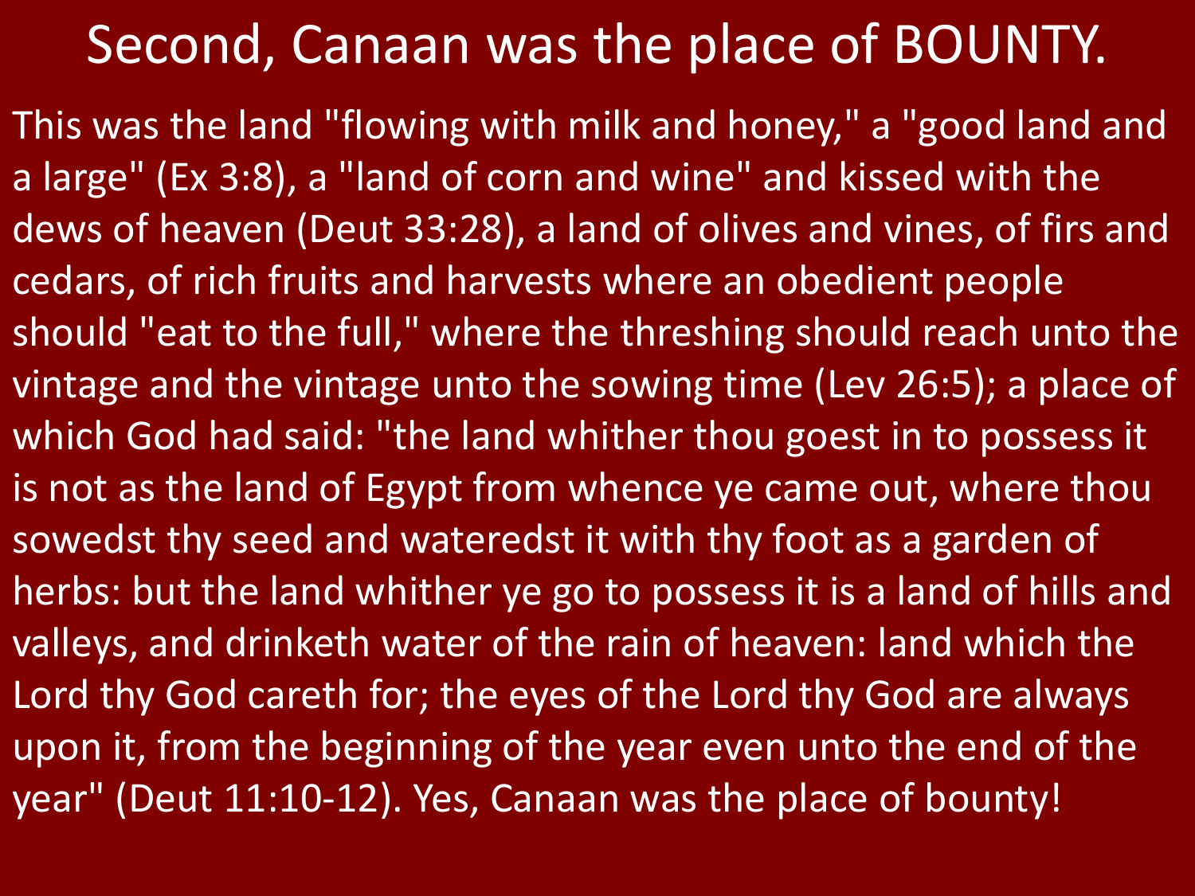# Second, Canaan was the place of BOUNTY.

This was the land "flowing with milk and honey," a "good land and a large" (Ex 3:8), a "land of corn and wine" and kissed with the dews of heaven (Deut 33:28), a land of olives and vines, of firs and cedars, of rich fruits and harvests where an obedient people should "eat to the full," where the threshing should reach unto the vintage and the vintage unto the sowing time (Lev 26:5); a place of which God had said: "the land whither thou goest in to possess it is not as the land of Egypt from whence ye came out, where thou sowedst thy seed and wateredst it with thy foot as a garden of herbs: but the land whither ye go to possess it is a land of hills and valleys, and drinketh water of the rain of heaven: land which the Lord thy God careth for; the eyes of the Lord thy God are always upon it, from the beginning of the year even unto the end of the year" (Deut 11:10-12). Yes, Canaan was the place of bounty!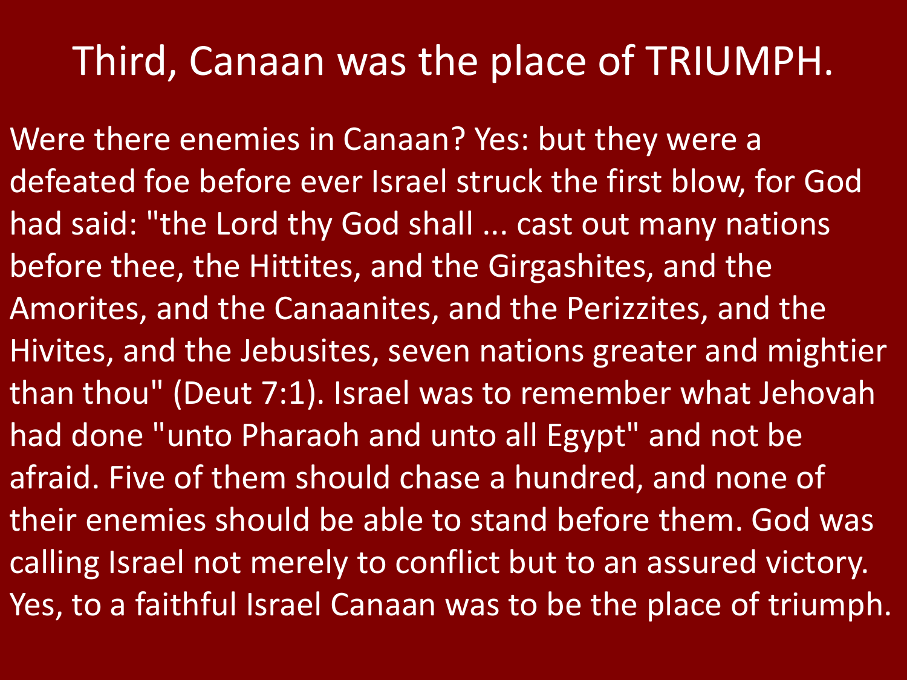# Third, Canaan was the place of TRIUMPH.

Were there enemies in Canaan? Yes: but they were a defeated foe before ever Israel struck the first blow, for God had said: "the Lord thy God shall ... cast out many nations before thee, the Hittites, and the Girgashites, and the Amorites, and the Canaanites, and the Perizzites, and the Hivites, and the Jebusites, seven nations greater and mightier than thou" (Deut 7:1). Israel was to remember what Jehovah had done "unto Pharaoh and unto all Egypt" and not be afraid. Five of them should chase a hundred, and none of their enemies should be able to stand before them. God was calling Israel not merely to conflict but to an assured victory. Yes, to a faithful Israel Canaan was to be the place of triumph.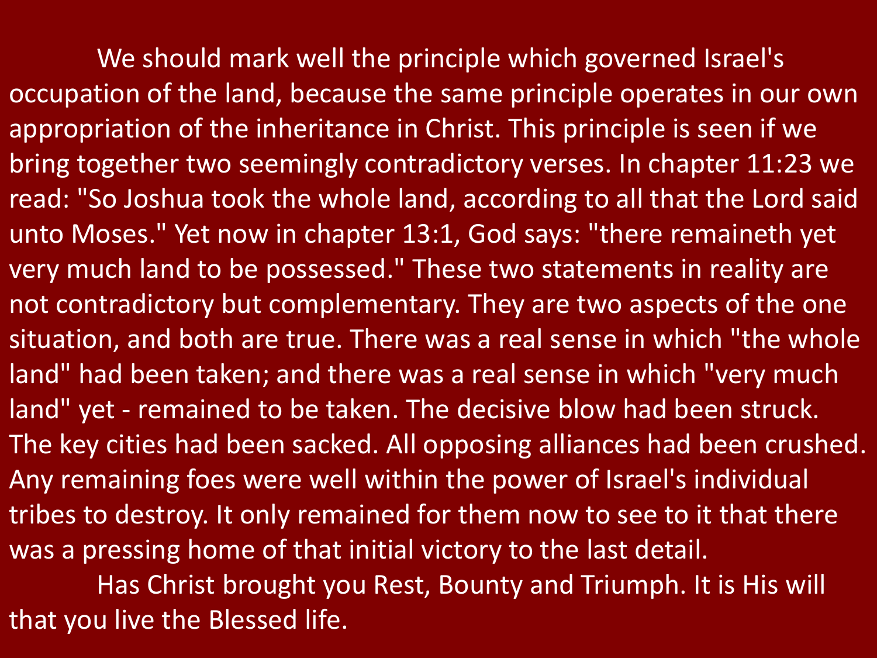We should mark well the principle which governed Israel's occupation of the land, because the same principle operates in our own appropriation of the inheritance in Christ. This principle is seen if we bring together two seemingly contradictory verses. In chapter 11:23 we read: "So Joshua took the whole land, according to all that the Lord said unto Moses." Yet now in chapter 13:1, God says: "there remaineth yet very much land to be possessed." These two statements in reality are not contradictory but complementary. They are two aspects of the one situation, and both are true. There was a real sense in which "the whole land" had been taken; and there was a real sense in which "very much land" yet - remained to be taken. The decisive blow had been struck. The key cities had been sacked. All opposing alliances had been crushed. Any remaining foes were well within the power of Israel's individual tribes to destroy. It only remained for them now to see to it that there was a pressing home of that initial victory to the last detail.

Has Christ brought you Rest, Bounty and Triumph. It is His will that you live the Blessed life.